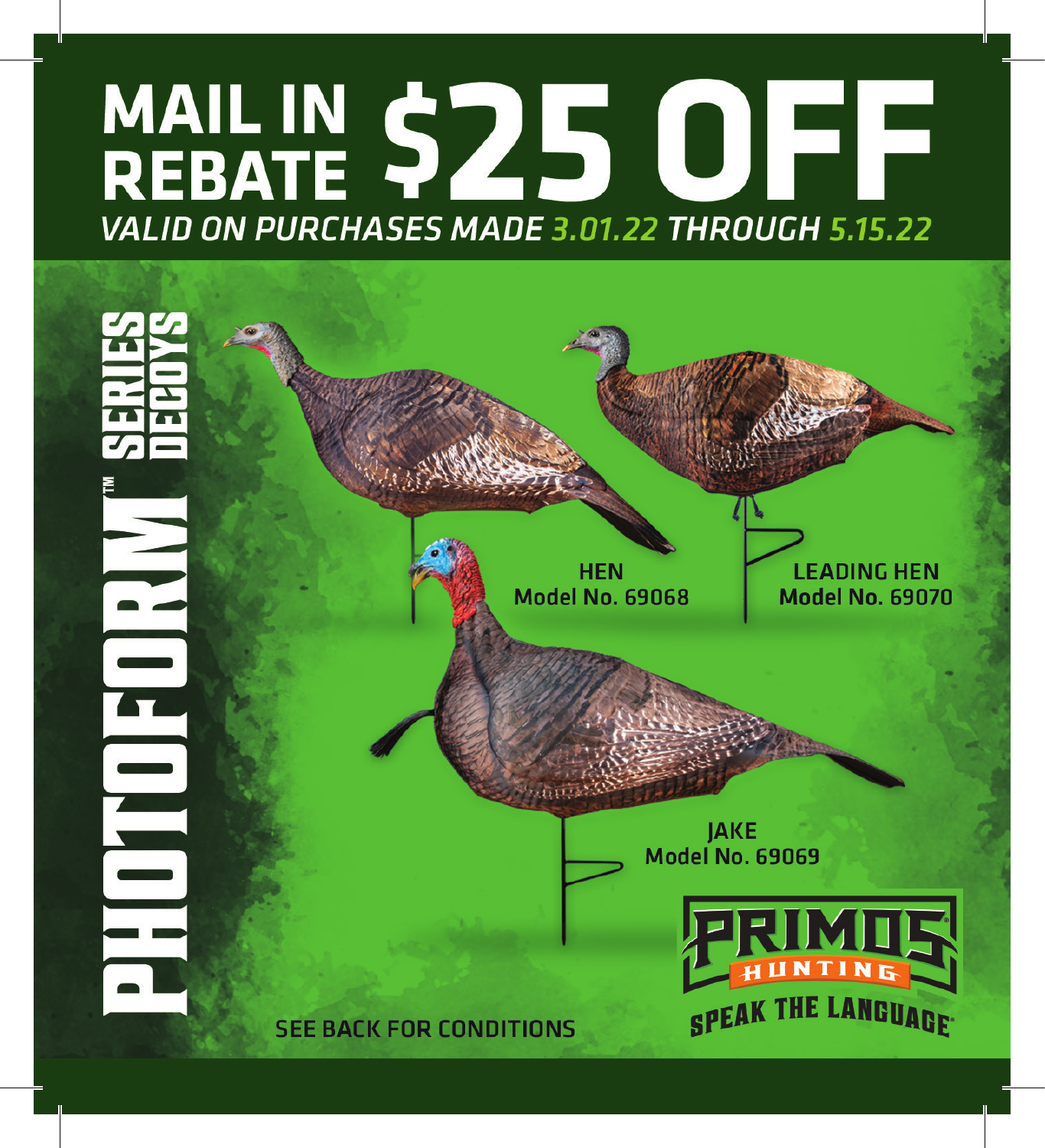# MAIL IN REBATE $25 OFF

*VALID ON PURCHASES MADE 3.01.22 THROUGH 5.15.22*

## PHOTOFORM™ SERIES DECOYS

**HEN**
Model No. 69068

**LEADING HEN**
Model No. 69070

**JAKE**
Model No. 69069

SEE BACK FOR CONDITIONS

PRIMOS® HUNTING

SPEAK THE LANGUAGE®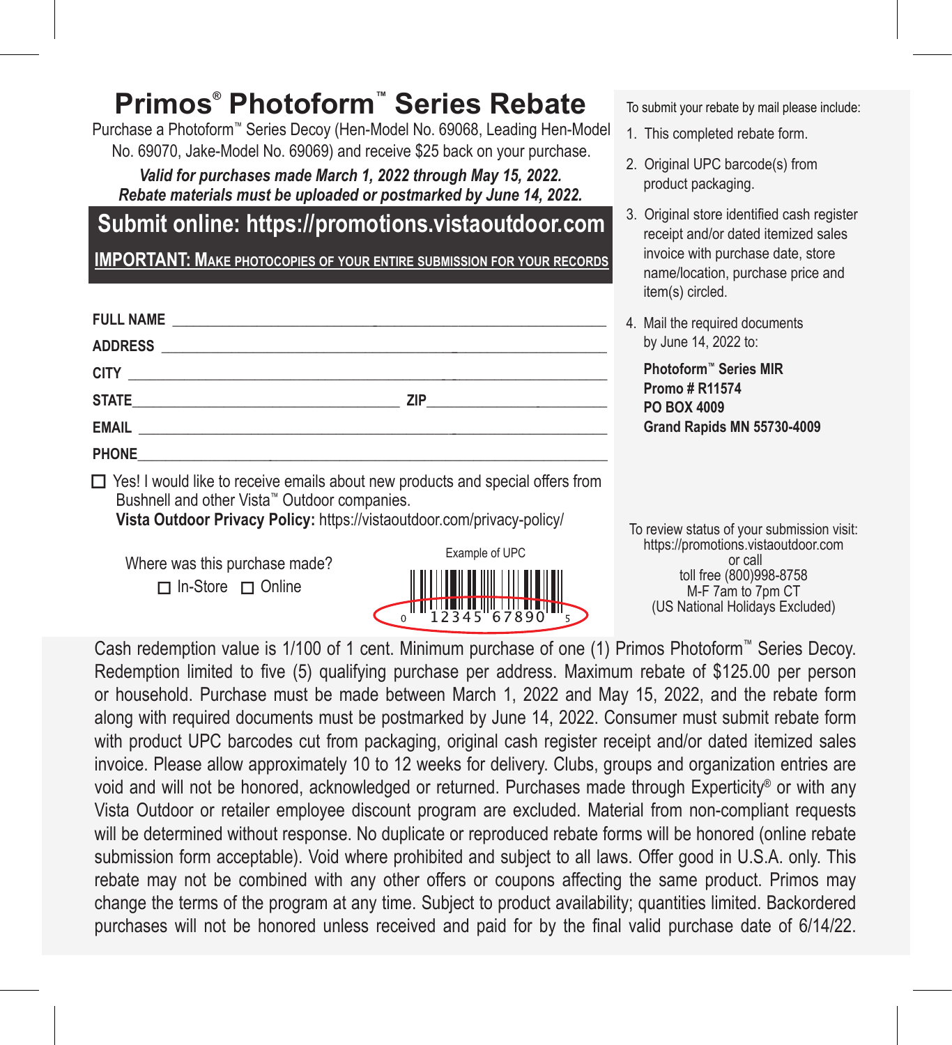# Primos® Photoform™ Series Rebate

Purchase a Photoform™ Series Decoy (Hen-Model No. 69068, Leading Hen-Model No. 69070, Jake-Model No. 69069) and receive $25 back on your purchase.

***Valid for purchases made March 1, 2022 through May 15, 2022.***
***Rebate materials must be uploaded or postmarked by June 14, 2022.***

## Submit online: https://promotions.vistaoutdoor.com

**IMPORTANT: MAKE PHOTOCOPIES OF YOUR ENTIRE SUBMISSION FOR YOUR RECORDS**

**FULL NAME** ______________________________

**ADDRESS** ______________________________

**CITY** ______________________________

**STATE** ____________________ **ZIP** ____________________

**EMAIL** ______________________________

**PHONE** ______________________________

☐ Yes! I would like to receive emails about new products and special offers from Bushnell and other Vista™ Outdoor companies.
**Vista Outdoor Privacy Policy:** https://vistaoutdoor.com/privacy-policy/

Where was this purchase made?
☐ In-Store ☐ Online

Example of UPC

0 12345 67890 5

To submit your rebate by mail please include:

1. This completed rebate form.
2. Original UPC barcode(s) from product packaging.
3. Original store identified cash register receipt and/or dated itemized sales invoice with purchase date, store name/location, purchase price and item(s) circled.
4. Mail the required documents by June 14, 2022 to:

   **Photoform™ Series MIR**
   **Promo # R11574**
   **PO BOX 4009**
   **Grand Rapids MN 55730-4009**

To review status of your submission visit:
https://promotions.vistaoutdoor.com
or call
toll free (800)998-8758
M-F 7am to 7pm CT
(US National Holidays Excluded)

Cash redemption value is 1/100 of 1 cent. Minimum purchase of one (1) Primos Photoform™ Series Decoy. Redemption limited to five (5) qualifying purchase per address. Maximum rebate of $125.00 per person or household. Purchase must be made between March 1, 2022 and May 15, 2022, and the rebate form along with required documents must be postmarked by June 14, 2022. Consumer must submit rebate form with product UPC barcodes cut from packaging, original cash register receipt and/or dated itemized sales invoice. Please allow approximately 10 to 12 weeks for delivery. Clubs, groups and organization entries are void and will not be honored, acknowledged or returned. Purchases made through Experticity® or with any Vista Outdoor or retailer employee discount program are excluded. Material from non-compliant requests will be determined without response. No duplicate or reproduced rebate forms will be honored (online rebate submission form acceptable). Void where prohibited and subject to all laws. Offer good in U.S.A. only. This rebate may not be combined with any other offers or coupons affecting the same product. Primos may change the terms of the program at any time. Subject to product availability; quantities limited. Backordered purchases will not be honored unless received and paid for by the final valid purchase date of 6/14/22.